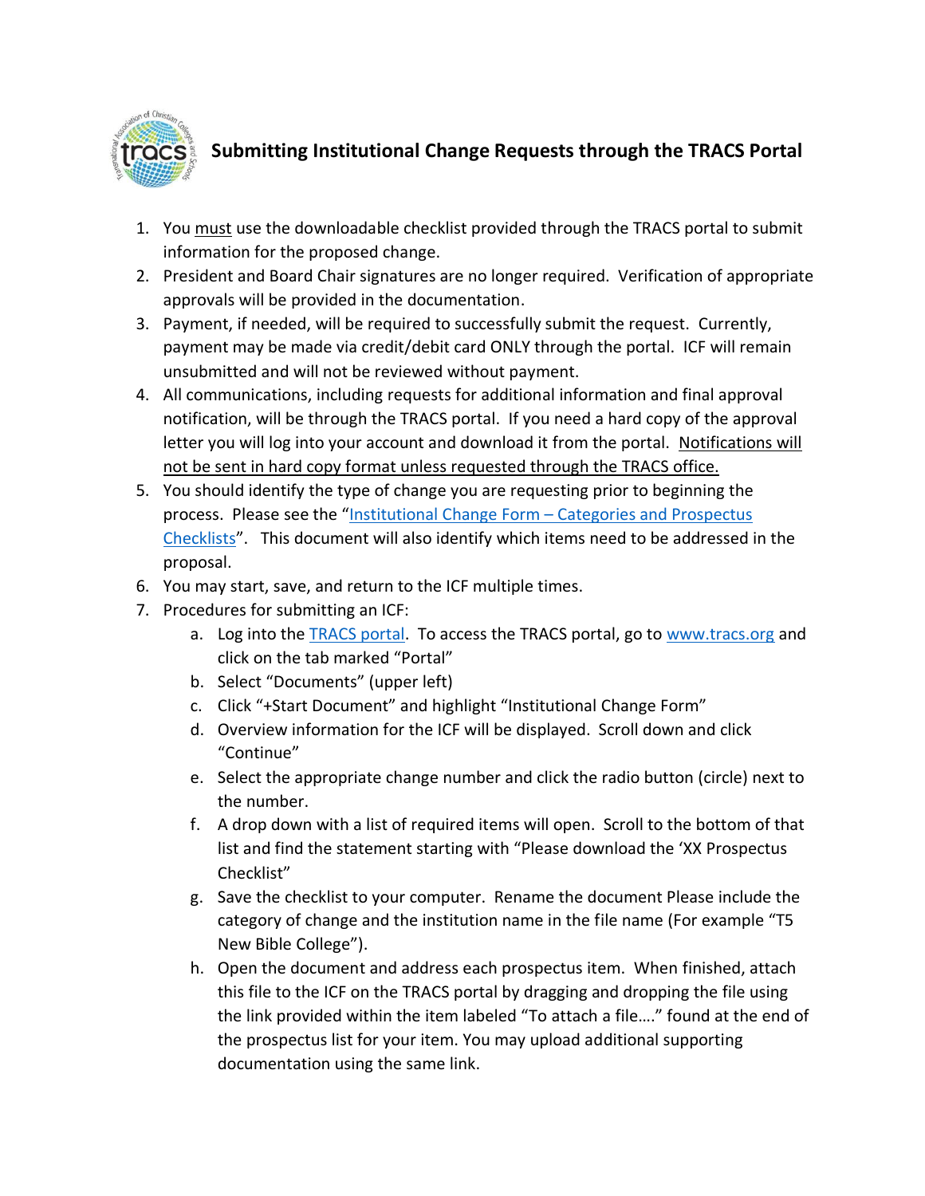# Submitting Institutional Change Requests through the TRACS Portal

1. You must use the downloadable checklist provided through the TRACS portal to submit information for the proposed change.
2. President and Board Chair signatures are no longer required. Verification of appropriate approvals will be provided in the documentation.
3. Payment, if needed, will be required to successfully submit the request. Currently, payment may be made via credit/debit card ONLY through the portal. ICF will remain unsubmitted and will not be reviewed without payment.
4. All communications, including requests for additional information and final approval notification, will be through the TRACS portal. If you need a hard copy of the approval letter you will log into your account and download it from the portal. Notifications will not be sent in hard copy format unless requested through the TRACS office.
5. You should identify the type of change you are requesting prior to beginning the process. Please see the "Institutional Change Form – Categories and Prospectus Checklists". This document will also identify which items need to be addressed in the proposal.
6. You may start, save, and return to the ICF multiple times.
7. Procedures for submitting an ICF:
   a. Log into the TRACS portal. To access the TRACS portal, go to www.tracs.org and click on the tab marked "Portal"
   b. Select "Documents" (upper left)
   c. Click "+Start Document" and highlight "Institutional Change Form"
   d. Overview information for the ICF will be displayed. Scroll down and click "Continue"
   e. Select the appropriate change number and click the radio button (circle) next to the number.
   f. A drop down with a list of required items will open. Scroll to the bottom of that list and find the statement starting with "Please download the 'XX Prospectus Checklist"
   g. Save the checklist to your computer. Rename the document Please include the category of change and the institution name in the file name (For example "T5 New Bible College").
   h. Open the document and address each prospectus item. When finished, attach this file to the ICF on the TRACS portal by dragging and dropping the file using the link provided within the item labeled "To attach a file…." found at the end of the prospectus list for your item. You may upload additional supporting documentation using the same link.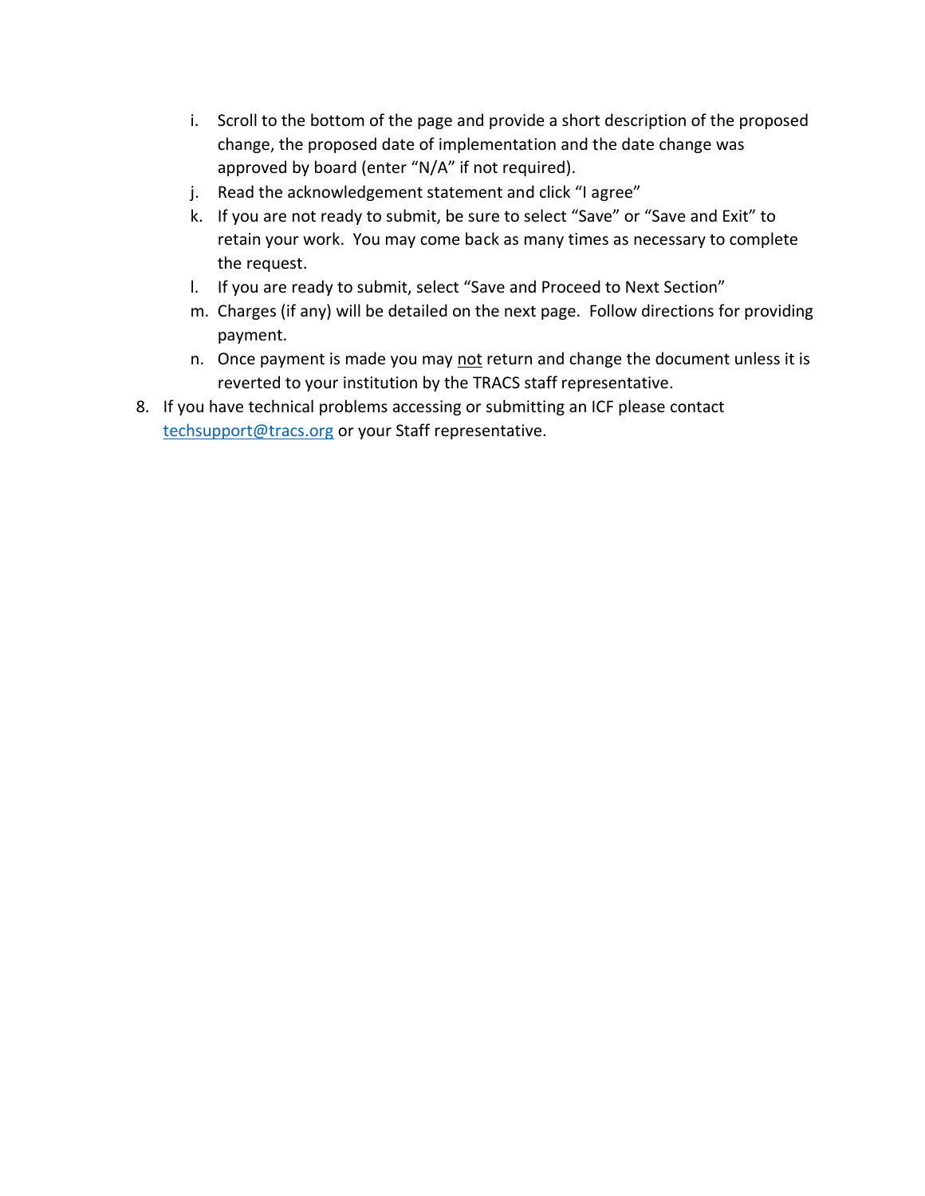i. Scroll to the bottom of the page and provide a short description of the proposed change, the proposed date of implementation and the date change was approved by board (enter "N/A" if not required).
   j. Read the acknowledgement statement and click "I agree"
   k. If you are not ready to submit, be sure to select "Save" or "Save and Exit" to retain your work. You may come back as many times as necessary to complete the request.
   l. If you are ready to submit, select "Save and Proceed to Next Section"
   m. Charges (if any) will be detailed on the next page. Follow directions for providing payment.
   n. Once payment is made you may <u>not</u> return and change the document unless it is reverted to your institution by the TRACS staff representative.

8. If you have technical problems accessing or submitting an ICF please contact [techsupport@tracs.org](mailto:techsupport@tracs.org) or your Staff representative.